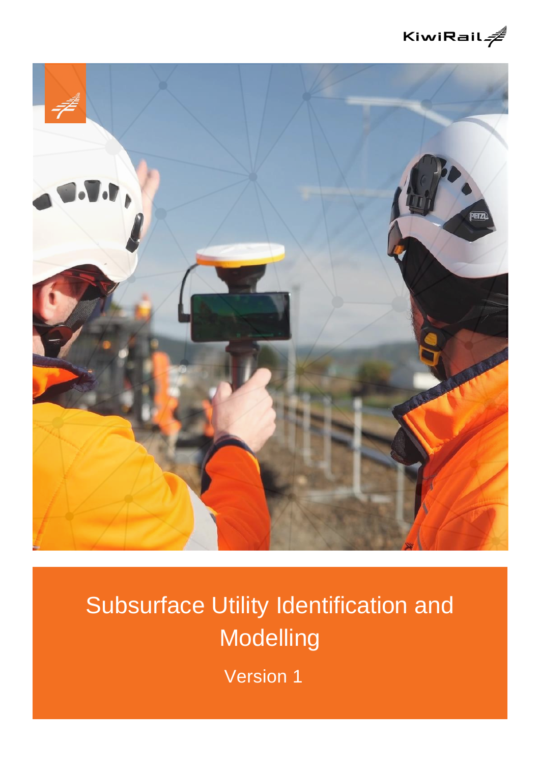KiwiRail

# Subsurface Utility Identification and Modelling

Version 1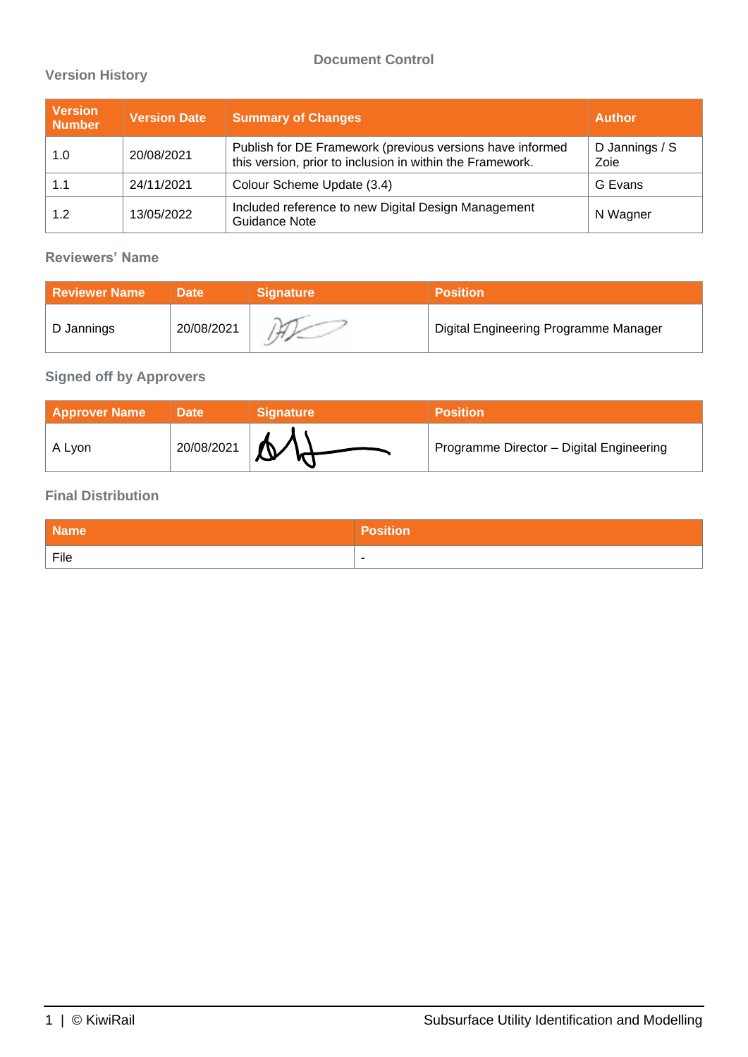# Document Control

## Version History

| Version Number | Version Date | Summary of Changes | Author |
|---|---|---|---|
| 1.0 | 20/08/2021 | Publish for DE Framework (previous versions have informed this version, prior to inclusion in within the Framework. | D Jannings / S Zoie |
| 1.1 | 24/11/2021 | Colour Scheme Update (3.4) | G Evans |
| 1.2 | 13/05/2022 | Included reference to new Digital Design Management Guidance Note | N Wagner |

## Reviewers' Name

| Reviewer Name | Date | Signature | Position |
|---|---|---|---|
| D Jannings | 20/08/2021 | | Digital Engineering Programme Manager |

## Signed off by Approvers

| Approver Name | Date | Signature | Position |
|---|---|---|---|
| A Lyon | 20/08/2021 | | Programme Director – Digital Engineering |

## Final Distribution

| Name | Position |
|---|---|
| File | - |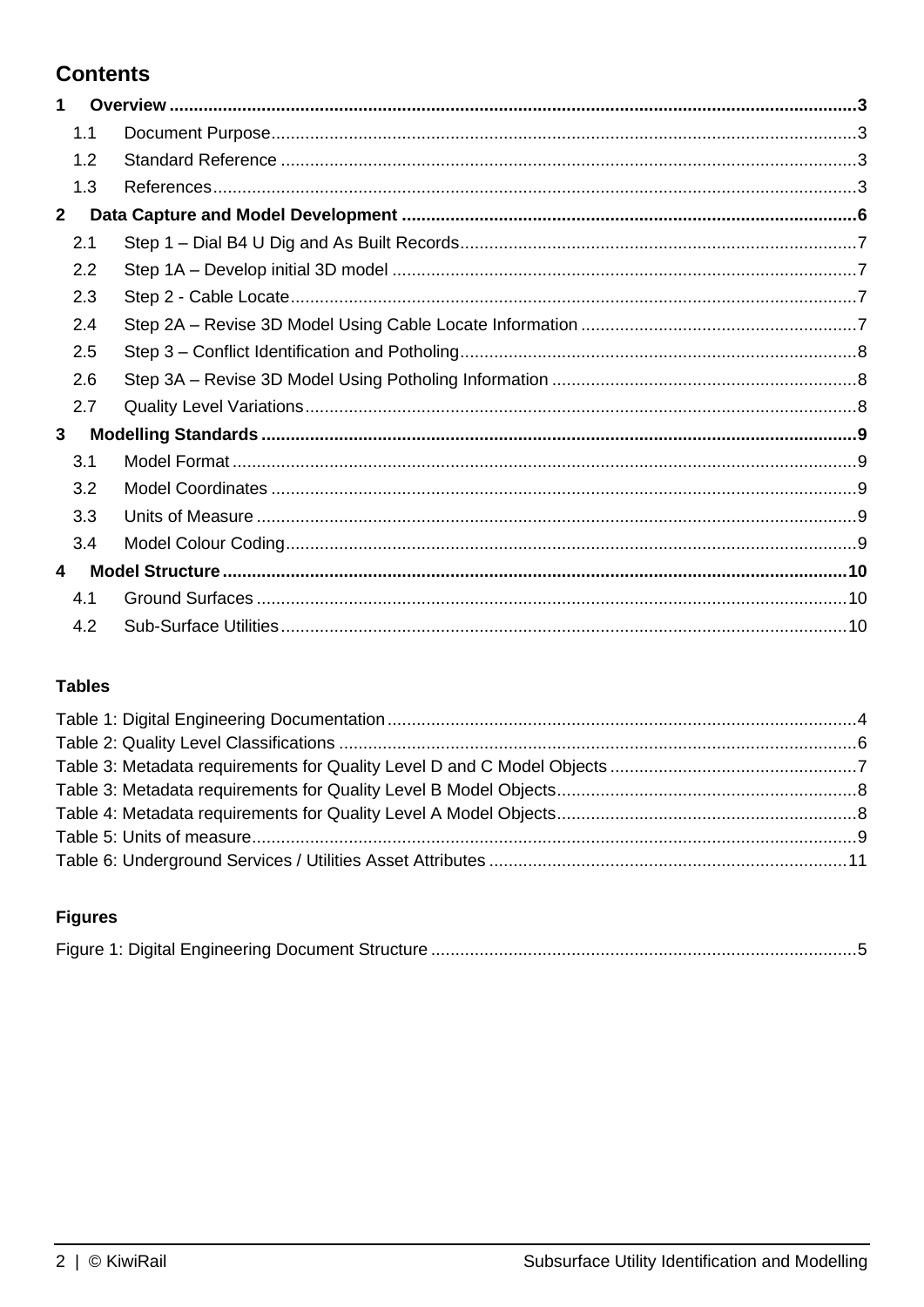# Contents

**1 Overview ........................................................................................................................................ 3**

1.1 Document Purpose ........................................................................................................................ 3

1.2 Standard Reference ...................................................................................................................... 3

1.3 References .................................................................................................................................... 3

**2 Data Capture and Model Development ............................................................................................ 6**

2.1 Step 1 – Dial B4 U Dig and As Built Records ................................................................................. 7

2.2 Step 1A – Develop initial 3D model ............................................................................................... 7

2.3 Step 2 - Cable Locate .................................................................................................................... 7

2.4 Step 2A – Revise 3D Model Using Cable Locate Information ......................................................... 7

2.5 Step 3 – Conflict Identification and Potholing ................................................................................. 8

2.6 Step 3A – Revise 3D Model Using Potholing Information .............................................................. 8

2.7 Quality Level Variations ................................................................................................................. 8

**3 Modelling Standards ........................................................................................................................ 9**

3.1 Model Format ................................................................................................................................ 9

3.2 Model Coordinates ........................................................................................................................ 9

3.3 Units of Measure ........................................................................................................................... 9

3.4 Model Colour Coding ..................................................................................................................... 9

**4 Model Structure ............................................................................................................................. 10**

4.1 Ground Surfaces ......................................................................................................................... 10

4.2 Sub-Surface Utilities .................................................................................................................... 10

### Tables

Table 1: Digital Engineering Documentation ............................................................................................ 4

Table 2: Quality Level Classifications ...................................................................................................... 6

Table 3: Metadata requirements for Quality Level D and C Model Objects .............................................. 7

Table 3: Metadata requirements for Quality Level B Model Objects ......................................................... 8

Table 4: Metadata requirements for Quality Level A Model Objects ......................................................... 8

Table 5: Units of measure ....................................................................................................................... 9

Table 6: Underground Services / Utilities Asset Attributes ..................................................................... 11

### Figures

Figure 1: Digital Engineering Document Structure ................................................................................... 5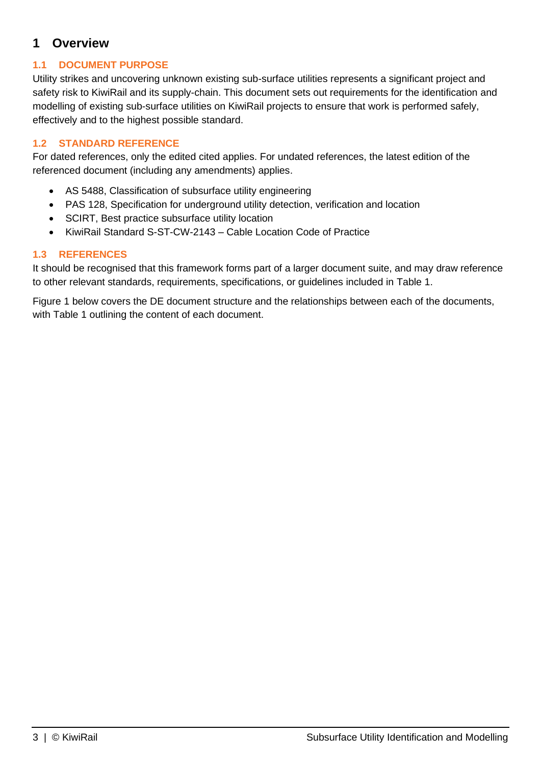# 1 Overview

## 1.1 DOCUMENT PURPOSE

Utility strikes and uncovering unknown existing sub-surface utilities represents a significant project and safety risk to KiwiRail and its supply-chain. This document sets out requirements for the identification and modelling of existing sub-surface utilities on KiwiRail projects to ensure that work is performed safely, effectively and to the highest possible standard.

## 1.2 STANDARD REFERENCE

For dated references, only the edited cited applies. For undated references, the latest edition of the referenced document (including any amendments) applies.

- AS 5488, Classification of subsurface utility engineering
- PAS 128, Specification for underground utility detection, verification and location
- SCIRT, Best practice subsurface utility location
- KiwiRail Standard S-ST-CW-2143 – Cable Location Code of Practice

## 1.3 REFERENCES

It should be recognised that this framework forms part of a larger document suite, and may draw reference to other relevant standards, requirements, specifications, or guidelines included in Table 1.

Figure 1 below covers the DE document structure and the relationships between each of the documents, with Table 1 outlining the content of each document.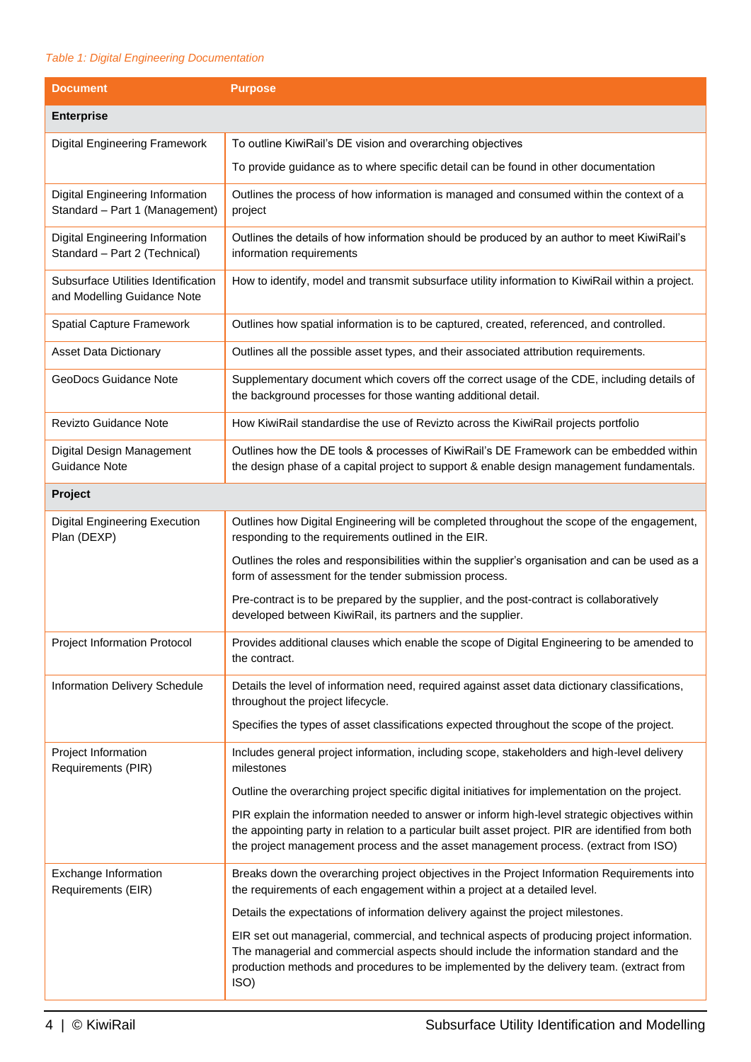*Table 1: Digital Engineering Documentation*

| Document | Purpose |
|---|---|
| **Enterprise** | |
| Digital Engineering Framework | To outline KiwiRail's DE vision and overarching objectives<br><br>To provide guidance as to where specific detail can be found in other documentation |
| Digital Engineering Information Standard – Part 1 (Management) | Outlines the process of how information is managed and consumed within the context of a project |
| Digital Engineering Information Standard – Part 2 (Technical) | Outlines the details of how information should be produced by an author to meet KiwiRail's information requirements |
| Subsurface Utilities Identification and Modelling Guidance Note | How to identify, model and transmit subsurface utility information to KiwiRail within a project. |
| Spatial Capture Framework | Outlines how spatial information is to be captured, created, referenced, and controlled. |
| Asset Data Dictionary | Outlines all the possible asset types, and their associated attribution requirements. |
| GeoDocs Guidance Note | Supplementary document which covers off the correct usage of the CDE, including details of the background processes for those wanting additional detail. |
| Revizto Guidance Note | How KiwiRail standardise the use of Revizto across the KiwiRail projects portfolio |
| Digital Design Management Guidance Note | Outlines how the DE tools & processes of KiwiRail's DE Framework can be embedded within the design phase of a capital project to support & enable design management fundamentals. |
| **Project** | |
| Digital Engineering Execution Plan (DEXP) | Outlines how Digital Engineering will be completed throughout the scope of the engagement, responding to the requirements outlined in the EIR.<br><br>Outlines the roles and responsibilities within the supplier's organisation and can be used as a form of assessment for the tender submission process.<br><br>Pre-contract is to be prepared by the supplier, and the post-contract is collaboratively developed between KiwiRail, its partners and the supplier. |
| Project Information Protocol | Provides additional clauses which enable the scope of Digital Engineering to be amended to the contract. |
| Information Delivery Schedule | Details the level of information need, required against asset data dictionary classifications, throughout the project lifecycle.<br><br>Specifies the types of asset classifications expected throughout the scope of the project. |
| Project Information Requirements (PIR) | Includes general project information, including scope, stakeholders and high-level delivery milestones<br><br>Outline the overarching project specific digital initiatives for implementation on the project.<br><br>PIR explain the information needed to answer or inform high-level strategic objectives within the appointing party in relation to a particular built asset project. PIR are identified from both the project management process and the asset management process. (extract from ISO) |
| Exchange Information Requirements (EIR) | Breaks down the overarching project objectives in the Project Information Requirements into the requirements of each engagement within a project at a detailed level.<br><br>Details the expectations of information delivery against the project milestones.<br><br>EIR set out managerial, commercial, and technical aspects of producing project information. The managerial and commercial aspects should include the information standard and the production methods and procedures to be implemented by the delivery team. (extract from ISO) |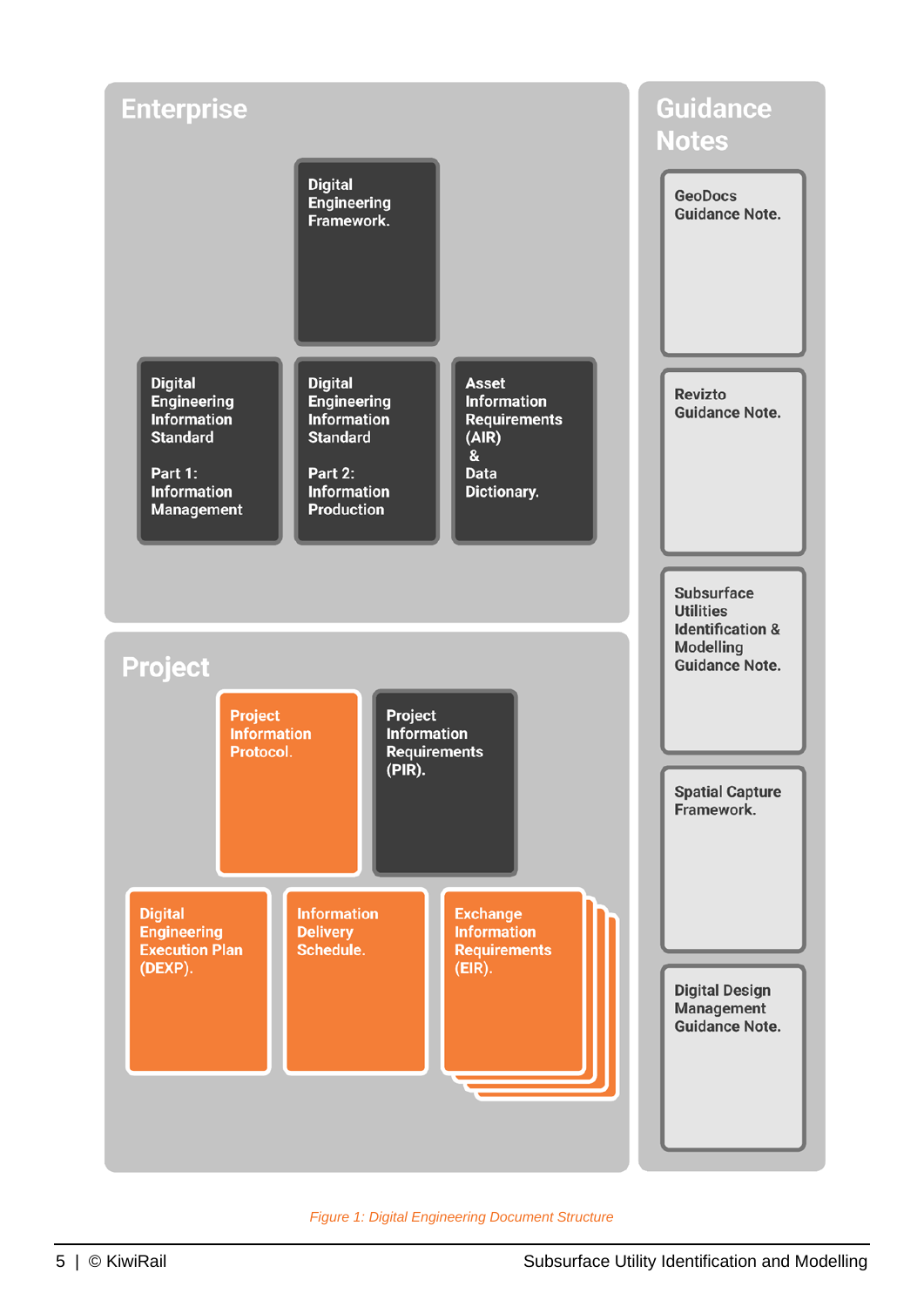## Enterprise

- Digital Engineering Framework.
- Digital Engineering Information Standard Part 1: Information Management
- Digital Engineering Information Standard Part 2: Information Production
- Asset Information Requirements (AIR) & Data Dictionary.

## Project

- Project Information Protocol.
- Project Information Requirements (PIR).
- Digital Engineering Execution Plan (DEXP).
- Information Delivery Schedule.
- Exchange Information Requirements (EIR).

## Guidance Notes

- GeoDocs Guidance Note.
- Revizto Guidance Note.
- Subsurface Utilities Identification & Modelling Guidance Note.
- Spatial Capture Framework.
- Digital Design Management Guidance Note.

*Figure 1: Digital Engineering Document Structure*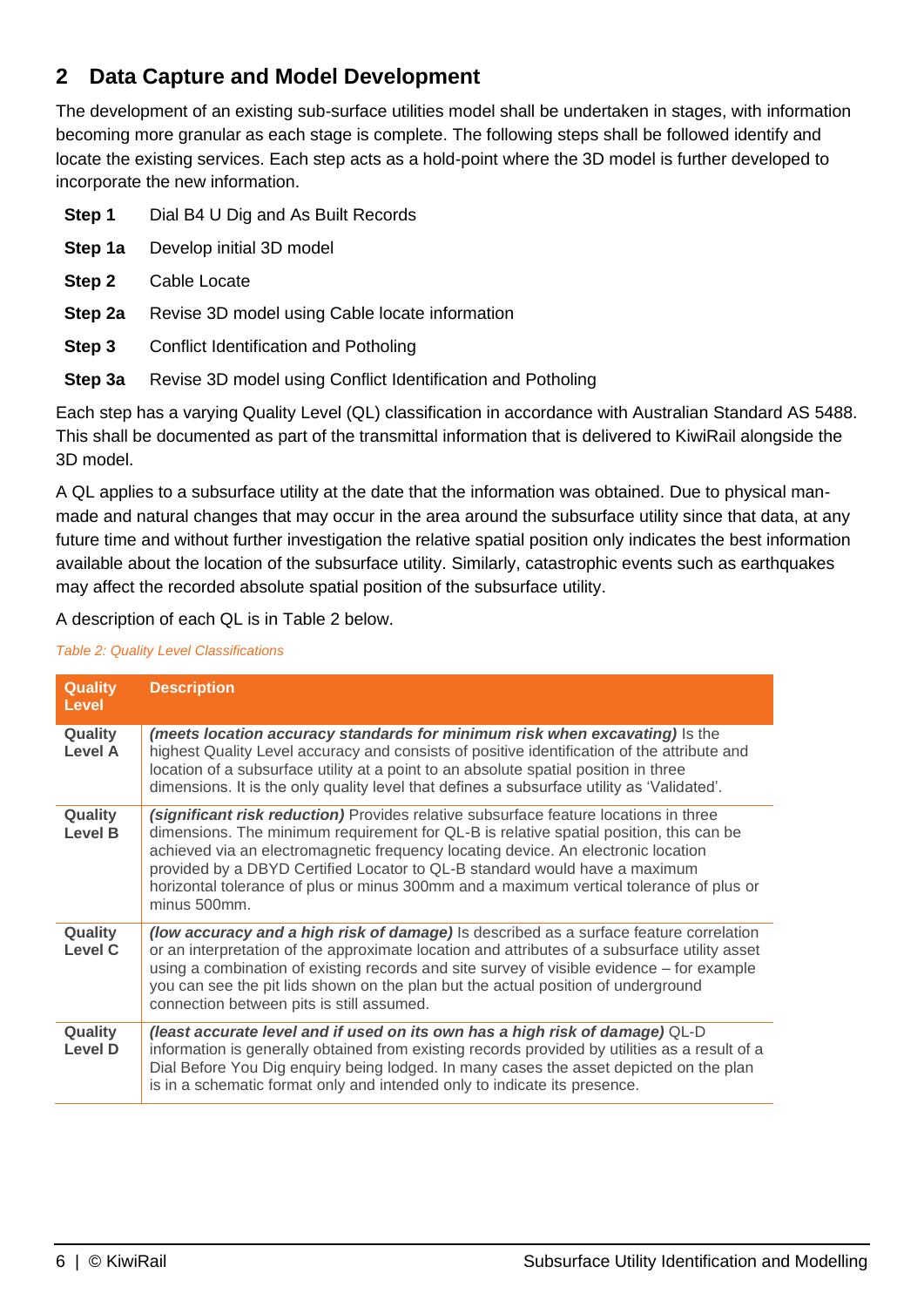## 2 Data Capture and Model Development

The development of an existing sub-surface utilities model shall be undertaken in stages, with information becoming more granular as each stage is complete. The following steps shall be followed identify and locate the existing services. Each step acts as a hold-point where the 3D model is further developed to incorporate the new information.

**Step 1** Dial B4 U Dig and As Built Records

**Step 1a** Develop initial 3D model

**Step 2** Cable Locate

**Step 2a** Revise 3D model using Cable locate information

**Step 3** Conflict Identification and Potholing

**Step 3a** Revise 3D model using Conflict Identification and Potholing

Each step has a varying Quality Level (QL) classification in accordance with Australian Standard AS 5488. This shall be documented as part of the transmittal information that is delivered to KiwiRail alongside the 3D model.

A QL applies to a subsurface utility at the date that the information was obtained. Due to physical man-made and natural changes that may occur in the area around the subsurface utility since that data, at any future time and without further investigation the relative spatial position only indicates the best information available about the location of the subsurface utility. Similarly, catastrophic events such as earthquakes may affect the recorded absolute spatial position of the subsurface utility.

A description of each QL is in Table 2 below.

*Table 2: Quality Level Classifications*

| Quality Level | Description |
|---|---|
| Quality Level A | ***(meets location accuracy standards for minimum risk when excavating)*** Is the highest Quality Level accuracy and consists of positive identification of the attribute and location of a subsurface utility at a point to an absolute spatial position in three dimensions. It is the only quality level that defines a subsurface utility as 'Validated'. |
| Quality Level B | ***(significant risk reduction)*** Provides relative subsurface feature locations in three dimensions. The minimum requirement for QL-B is relative spatial position, this can be achieved via an electromagnetic frequency locating device. An electronic location provided by a DBYD Certified Locator to QL-B standard would have a maximum horizontal tolerance of plus or minus 300mm and a maximum vertical tolerance of plus or minus 500mm. |
| Quality Level C | ***(low accuracy and a high risk of damage)*** Is described as a surface feature correlation or an interpretation of the approximate location and attributes of a subsurface utility asset using a combination of existing records and site survey of visible evidence – for example you can see the pit lids shown on the plan but the actual position of underground connection between pits is still assumed. |
| Quality Level D | ***(least accurate level and if used on its own has a high risk of damage)*** QL-D information is generally obtained from existing records provided by utilities as a result of a Dial Before You Dig enquiry being lodged. In many cases the asset depicted on the plan is in a schematic format only and intended only to indicate its presence. |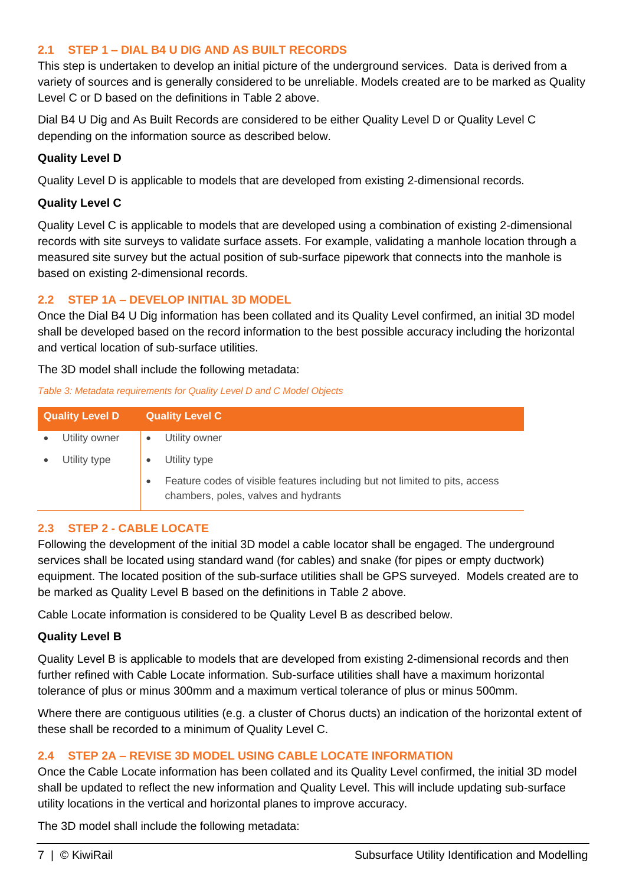## 2.1 STEP 1 – DIAL B4 U DIG AND AS BUILT RECORDS

This step is undertaken to develop an initial picture of the underground services. Data is derived from a variety of sources and is generally considered to be unreliable. Models created are to be marked as Quality Level C or D based on the definitions in Table 2 above.

Dial B4 U Dig and As Built Records are considered to be either Quality Level D or Quality Level C depending on the information source as described below.

**Quality Level D**

Quality Level D is applicable to models that are developed from existing 2-dimensional records.

**Quality Level C**

Quality Level C is applicable to models that are developed using a combination of existing 2-dimensional records with site surveys to validate surface assets. For example, validating a manhole location through a measured site survey but the actual position of sub-surface pipework that connects into the manhole is based on existing 2-dimensional records.

## 2.2 STEP 1A – DEVELOP INITIAL 3D MODEL

Once the Dial B4 U Dig information has been collated and its Quality Level confirmed, an initial 3D model shall be developed based on the record information to the best possible accuracy including the horizontal and vertical location of sub-surface utilities.

The 3D model shall include the following metadata:

*Table 3: Metadata requirements for Quality Level D and C Model Objects*

| Quality Level D | Quality Level C |
|---|---|
| • Utility owner<br>• Utility type | • Utility owner<br>• Utility type<br>• Feature codes of visible features including but not limited to pits, access chambers, poles, valves and hydrants |

## 2.3 STEP 2 - CABLE LOCATE

Following the development of the initial 3D model a cable locator shall be engaged. The underground services shall be located using standard wand (for cables) and snake (for pipes or empty ductwork) equipment. The located position of the sub-surface utilities shall be GPS surveyed. Models created are to be marked as Quality Level B based on the definitions in Table 2 above.

Cable Locate information is considered to be Quality Level B as described below.

**Quality Level B**

Quality Level B is applicable to models that are developed from existing 2-dimensional records and then further refined with Cable Locate information. Sub-surface utilities shall have a maximum horizontal tolerance of plus or minus 300mm and a maximum vertical tolerance of plus or minus 500mm.

Where there are contiguous utilities (e.g. a cluster of Chorus ducts) an indication of the horizontal extent of these shall be recorded to a minimum of Quality Level C.

## 2.4 STEP 2A – REVISE 3D MODEL USING CABLE LOCATE INFORMATION

Once the Cable Locate information has been collated and its Quality Level confirmed, the initial 3D model shall be updated to reflect the new information and Quality Level. This will include updating sub-surface utility locations in the vertical and horizontal planes to improve accuracy.

The 3D model shall include the following metadata: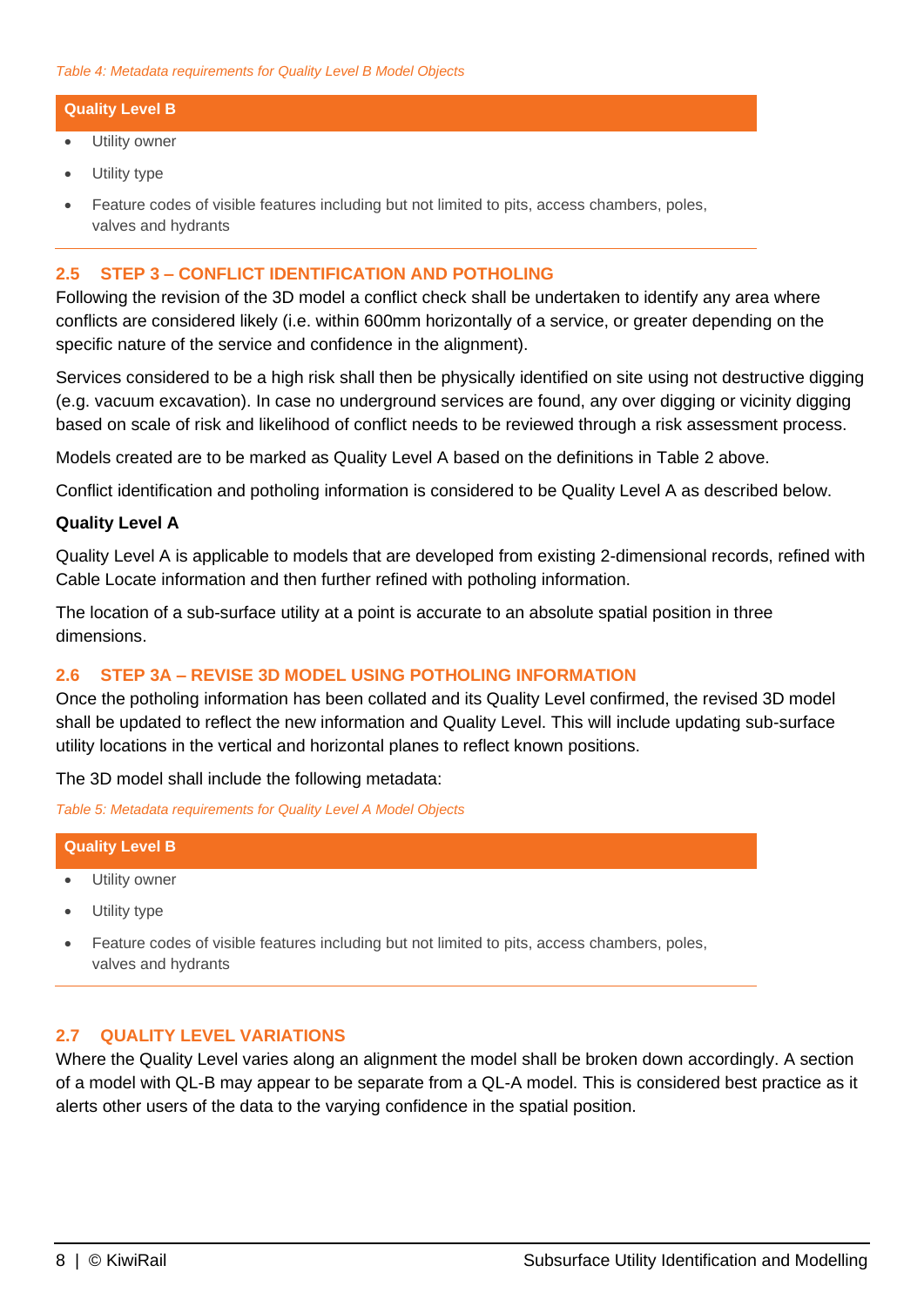*Table 4: Metadata requirements for Quality Level B Model Objects*

| Quality Level B |
| --- |
| • Utility owner<br>• Utility type<br>• Feature codes of visible features including but not limited to pits, access chambers, poles, valves and hydrants |

## 2.5 STEP 3 – CONFLICT IDENTIFICATION AND POTHOLING

Following the revision of the 3D model a conflict check shall be undertaken to identify any area where conflicts are considered likely (i.e. within 600mm horizontally of a service, or greater depending on the specific nature of the service and confidence in the alignment).

Services considered to be a high risk shall then be physically identified on site using not destructive digging (e.g. vacuum excavation). In case no underground services are found, any over digging or vicinity digging based on scale of risk and likelihood of conflict needs to be reviewed through a risk assessment process.

Models created are to be marked as Quality Level A based on the definitions in Table 2 above.

Conflict identification and potholing information is considered to be Quality Level A as described below.

**Quality Level A**

Quality Level A is applicable to models that are developed from existing 2-dimensional records, refined with Cable Locate information and then further refined with potholing information.

The location of a sub-surface utility at a point is accurate to an absolute spatial position in three dimensions.

## 2.6 STEP 3A – REVISE 3D MODEL USING POTHOLING INFORMATION

Once the potholing information has been collated and its Quality Level confirmed, the revised 3D model shall be updated to reflect the new information and Quality Level. This will include updating sub-surface utility locations in the vertical and horizontal planes to reflect known positions.

The 3D model shall include the following metadata:

*Table 5: Metadata requirements for Quality Level A Model Objects*

| Quality Level B |
| --- |
| • Utility owner<br>• Utility type<br>• Feature codes of visible features including but not limited to pits, access chambers, poles, valves and hydrants |

## 2.7 QUALITY LEVEL VARIATIONS

Where the Quality Level varies along an alignment the model shall be broken down accordingly. A section of a model with QL-B may appear to be separate from a QL-A model. This is considered best practice as it alerts other users of the data to the varying confidence in the spatial position.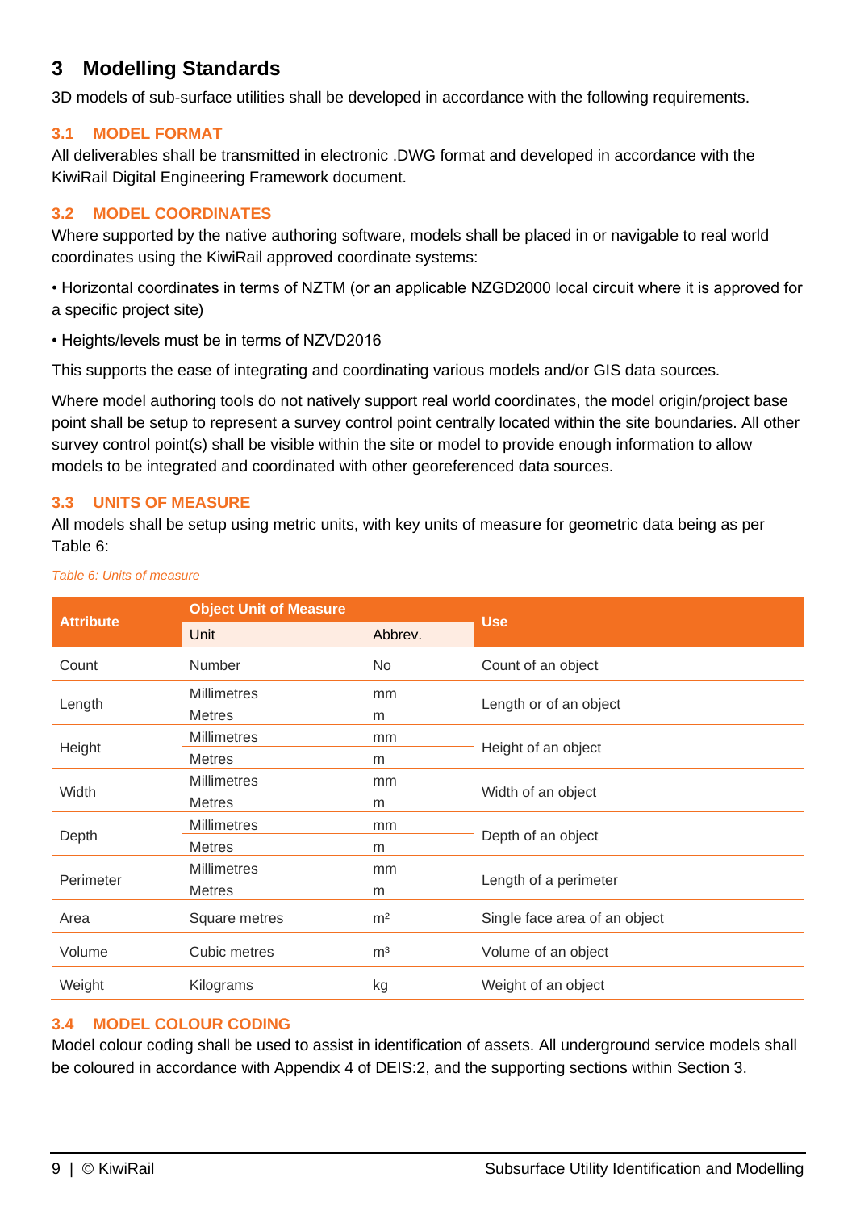# 3 Modelling Standards

3D models of sub-surface utilities shall be developed in accordance with the following requirements.

## 3.1 MODEL FORMAT

All deliverables shall be transmitted in electronic .DWG format and developed in accordance with the KiwiRail Digital Engineering Framework document.

## 3.2 MODEL COORDINATES

Where supported by the native authoring software, models shall be placed in or navigable to real world coordinates using the KiwiRail approved coordinate systems:

- Horizontal coordinates in terms of NZTM (or an applicable NZGD2000 local circuit where it is approved for a specific project site)
- Heights/levels must be in terms of NZVD2016

This supports the ease of integrating and coordinating various models and/or GIS data sources.

Where model authoring tools do not natively support real world coordinates, the model origin/project base point shall be setup to represent a survey control point centrally located within the site boundaries. All other survey control point(s) shall be visible within the site or model to provide enough information to allow models to be integrated and coordinated with other georeferenced data sources.

## 3.3 UNITS OF MEASURE

All models shall be setup using metric units, with key units of measure for geometric data being as per Table 6:

*Table 6: Units of measure*

| Attribute | Object Unit of Measure | | Use |
|---|---|---|---|
| | Unit | Abbrev. | |
| Count | Number | No | Count of an object |
| Length | Millimetres | mm | Length or of an object |
| | Metres | m | |
| Height | Millimetres | mm | Height of an object |
| | Metres | m | |
| Width | Millimetres | mm | Width of an object |
| | Metres | m | |
| Depth | Millimetres | mm | Depth of an object |
| | Metres | m | |
| Perimeter | Millimetres | mm | Length of a perimeter |
| | Metres | m | |
| Area | Square metres | $m^2$ | Single face area of an object |
| Volume | Cubic metres | $m^3$ | Volume of an object |
| Weight | Kilograms | kg | Weight of an object |

## 3.4 MODEL COLOUR CODING

Model colour coding shall be used to assist in identification of assets. All underground service models shall be coloured in accordance with Appendix 4 of DEIS:2, and the supporting sections within Section 3.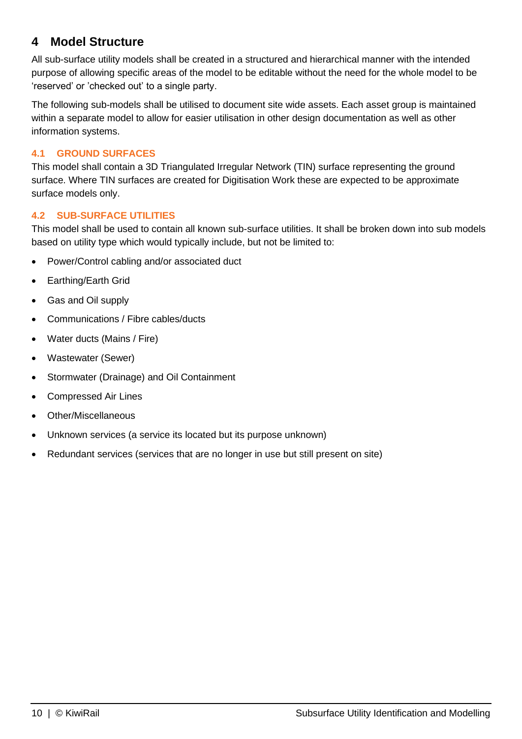# 4 Model Structure

All sub-surface utility models shall be created in a structured and hierarchical manner with the intended purpose of allowing specific areas of the model to be editable without the need for the whole model to be 'reserved' or 'checked out' to a single party.

The following sub-models shall be utilised to document site wide assets. Each asset group is maintained within a separate model to allow for easier utilisation in other design documentation as well as other information systems.

## 4.1 GROUND SURFACES

This model shall contain a 3D Triangulated Irregular Network (TIN) surface representing the ground surface. Where TIN surfaces are created for Digitisation Work these are expected to be approximate surface models only.

## 4.2 SUB-SURFACE UTILITIES

This model shall be used to contain all known sub-surface utilities. It shall be broken down into sub models based on utility type which would typically include, but not be limited to:

- Power/Control cabling and/or associated duct
- Earthing/Earth Grid
- Gas and Oil supply
- Communications / Fibre cables/ducts
- Water ducts (Mains / Fire)
- Wastewater (Sewer)
- Stormwater (Drainage) and Oil Containment
- Compressed Air Lines
- Other/Miscellaneous
- Unknown services (a service its located but its purpose unknown)
- Redundant services (services that are no longer in use but still present on site)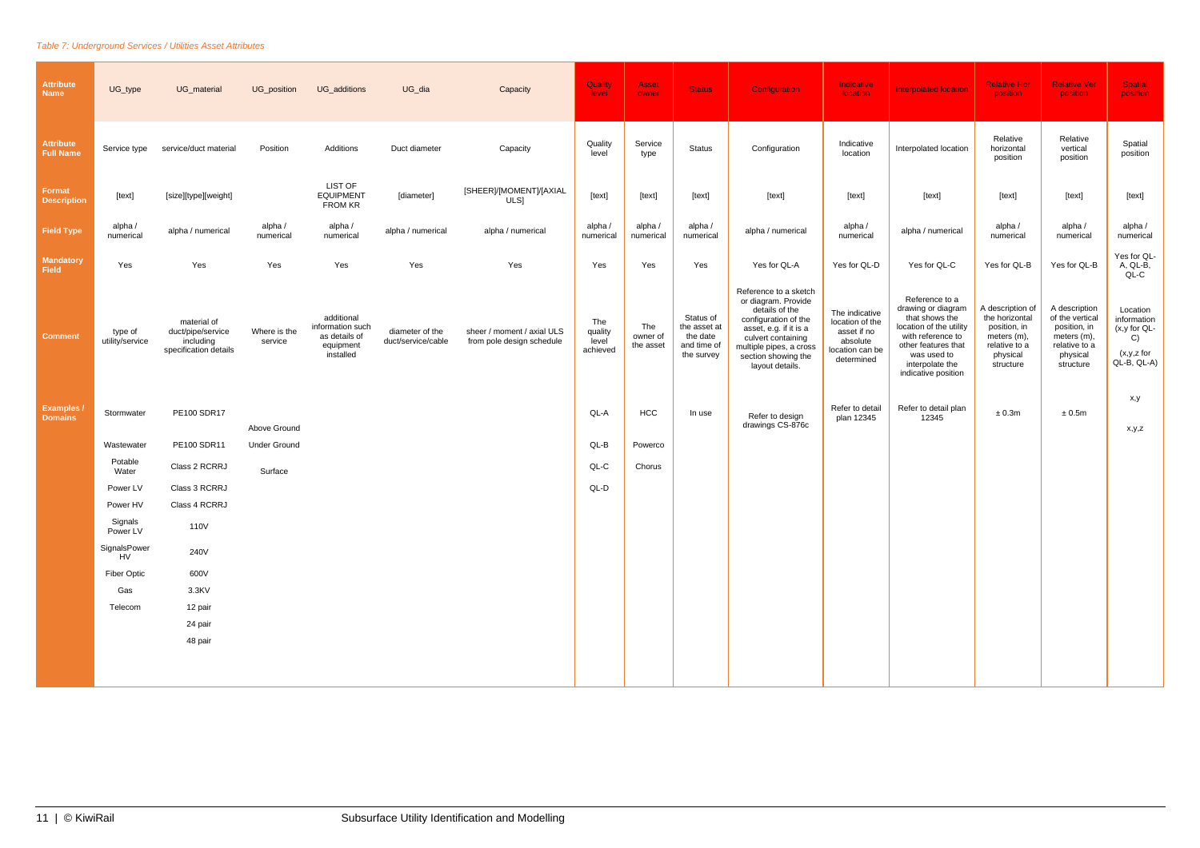*Table 7: Underground Services / Utilities Asset Attributes*

| Attribute Name | UG_type | UG_material | UG_position | UG_additions | UG_dia | Capacity | Quality level | Asset owner | Status | Configuration | Indicative location | Interpolated location | Relative Hor position | Relative Ver position | Spatial position |
|---|---|---|---|---|---|---|---|---|---|---|---|---|---|---|---|
| **Attribute Full Name** | Service type | service/duct material | Position | Additions | Duct diameter | Capacity | Quality level | Service type | Status | Configuration | Indicative location | Interpolated location | Relative horizontal position | Relative vertical position | Spatial position |
| **Format Description** | [text] | [size][type][weight] | | LIST OF EQUIPMENT FROM KR | [diameter] | [SHEER]/[MOMENT]/[AXIAL ULS] | [text] | [text] | [text] | [text] | [text] | [text] | [text] | [text] | [text] |
| **Field Type** | alpha / numerical | alpha / numerical | alpha / numerical | alpha / numerical | alpha / numerical | alpha / numerical | alpha / numerical | alpha / numerical | alpha / numerical | alpha / numerical | alpha / numerical | alpha / numerical | alpha / numerical | alpha / numerical | alpha / numerical |
| **Mandatory Field** | Yes | Yes | Yes | Yes | Yes | Yes | Yes | Yes | Yes | Yes for QL-A | Yes for QL-D | Yes for QL-C | Yes for QL-B | Yes for QL-B | Yes for QL-A, QL-B, QL-C |
| **Comment** | type of utility/service | material of duct/pipe/service including specification details | Where is the service | additional information such as details of equipment installed | diameter of the duct/service/cable | sheer / moment / axial ULS from pole design schedule | The quality level achieved | The owner of the asset | Status of the asset at the date and time of the survey | Reference to a sketch or diagram. Provide details of the configuration of the asset, e.g. if it is a culvert containing multiple pipes, a cross section showing the layout details. | The indicative location of the asset if no absolute location can be determined | Reference to a drawing or diagram that shows the location of the utility with reference to other features that was used to interpolate the indicative position | A description of the horizontal position, in meters (m), relative to a physical structure | A description of the vertical position, in meters (m), relative to a physical structure | Location information (x,y for QL-C) (x,y,z for QL-B, QL-A) |
| **Examples / Domains** | Stormwater | PE100 SDR17 | Above Ground | | | | QL-A | HCC | In use | Refer to design drawings CS-876c | Refer to detail plan 12345 | Refer to detail plan 12345 | ± 0.3m | ± 0.5m | x,y |
| | Wastewater | PE100 SDR11 | Under Ground | | | | QL-B | Powerco | | | | | | | x,y,z |
| | Potable Water | Class 2 RCRRJ | Surface | | | | QL-C | Chorus | | | | | | | |
| | Power LV | Class 3 RCRRJ | | | | | QL-D | | | | | | | | |
| | Power HV | Class 4 RCRRJ | | | | | | | | | | | | | |
| | Signals Power LV | 110V | | | | | | | | | | | | | |
| | SignalsPower HV | 240V | | | | | | | | | | | | | |
| | Fiber Optic | 600V | | | | | | | | | | | | | |
| | Gas | 3.3KV | | | | | | | | | | | | | |
| | Telecom | 12 pair | | | | | | | | | | | | | |
| | | 24 pair | | | | | | | | | | | | | |
| | | 48 pair | | | | | | | | | | | | | |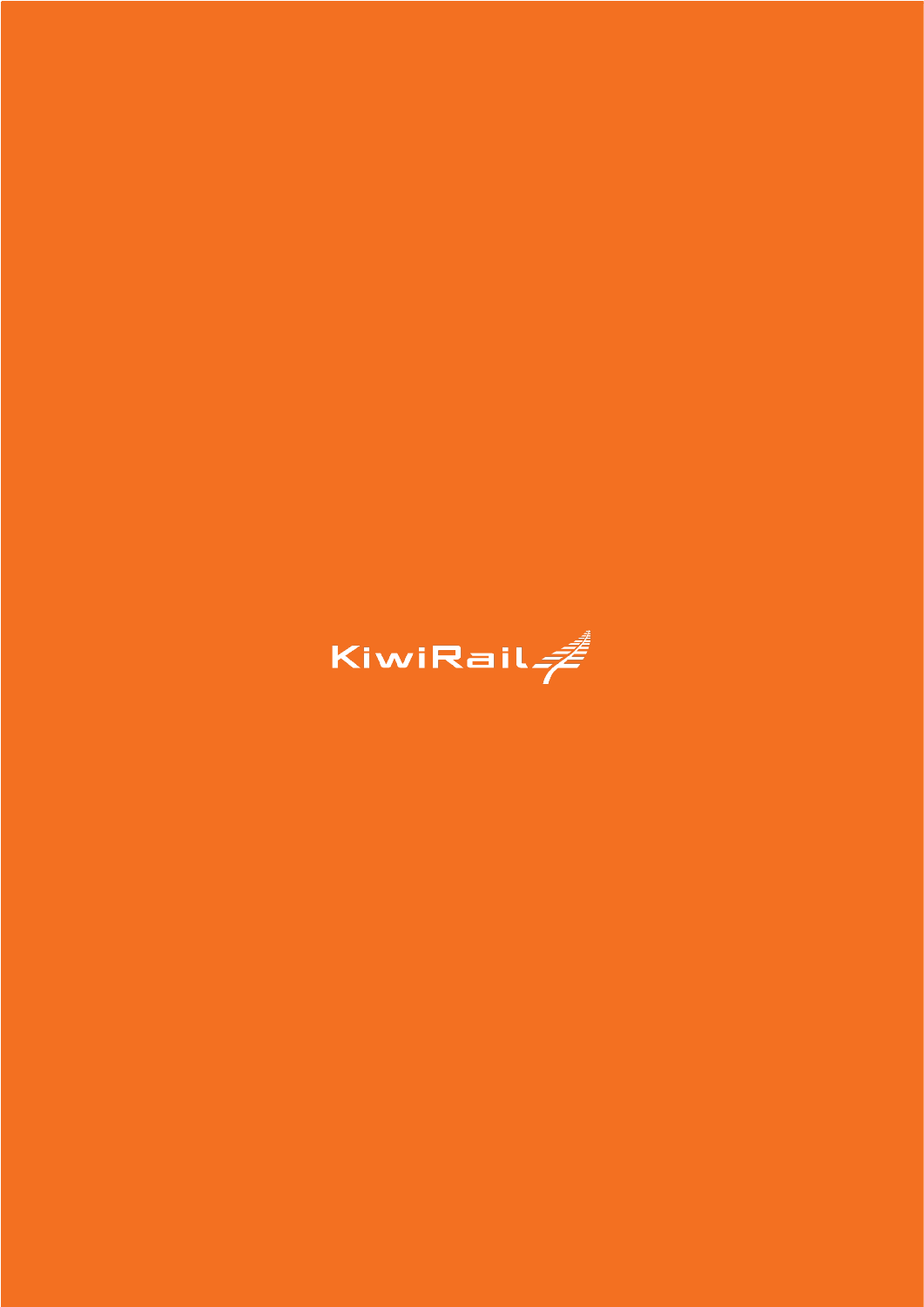KiwiRail